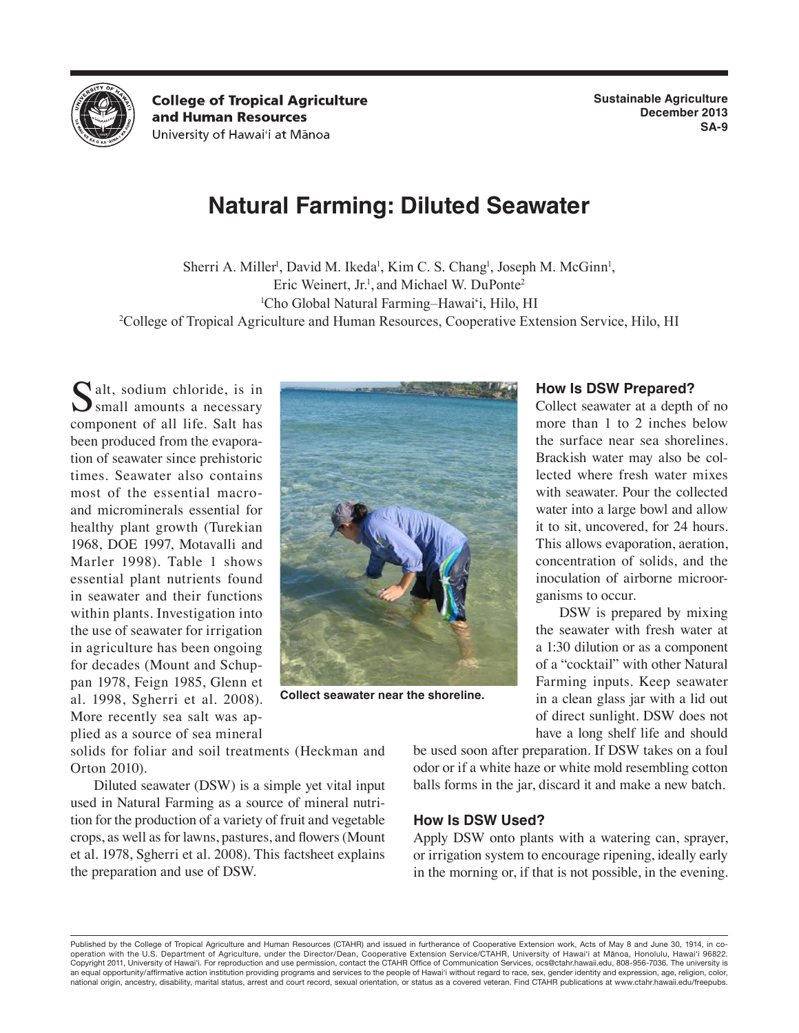College of Tropical Agriculture and Human Resources
University of Hawai'i at Mānoa

Sustainable Agriculture
December 2013
SA-9

# Natural Farming: Diluted Seawater

Sherri A. Miller[1], David M. Ikeda[1], Kim C. S. Chang[1], Joseph M. McGinn[1], Eric Weinert, Jr.[1], and Michael W. DuPonte[2]

[1]Cho Global Natural Farming–Hawai'i, Hilo, HI

[2]College of Tropical Agriculture and Human Resources, Cooperative Extension Service, Hilo, HI

Salt, sodium chloride, is in small amounts a necessary component of all life. Salt has been produced from the evaporation of seawater since prehistoric times. Seawater also contains most of the essential macro- and microminerals essential for healthy plant growth (Turekian 1968, DOE 1997, Motavalli and Marler 1998). Table 1 shows essential plant nutrients found in seawater and their functions within plants. Investigation into the use of seawater for irrigation in agriculture has been ongoing for decades (Mount and Schuppan 1978, Feign 1985, Glenn et al. 1998, Sgherri et al. 2008). More recently sea salt was applied as a source of sea mineral solids for foliar and soil treatments (Heckman and Orton 2010).

Diluted seawater (DSW) is a simple yet vital input used in Natural Farming as a source of mineral nutrition for the production of a variety of fruit and vegetable crops, as well as for lawns, pastures, and flowers (Mount et al. 1978, Sgherri et al. 2008). This factsheet explains the preparation and use of DSW.

**Collect seawater near the shoreline.**

### How Is DSW Prepared?

Collect seawater at a depth of no more than 1 to 2 inches below the surface near sea shorelines. Brackish water may also be collected where fresh water mixes with seawater. Pour the collected water into a large bowl and allow it to sit, uncovered, for 24 hours. This allows evaporation, aeration, concentration of solids, and the inoculation of airborne microorganisms to occur.

DSW is prepared by mixing the seawater with fresh water at a 1:30 dilution or as a component of a "cocktail" with other Natural Farming inputs. Keep seawater in a clean glass jar with a lid out of direct sunlight. DSW does not have a long shelf life and should be used soon after preparation. If DSW takes on a foul odor or if a white haze or white mold resembling cotton balls forms in the jar, discard it and make a new batch.

### How Is DSW Used?

Apply DSW onto plants with a watering can, sprayer, or irrigation system to encourage ripening, ideally early in the morning or, if that is not possible, in the evening.

Published by the College of Tropical Agriculture and Human Resources (CTAHR) and issued in furtherance of Cooperative Extension work, Acts of May 8 and June 30, 1914, in cooperation with the U.S. Department of Agriculture, under the Director/Dean, Cooperative Extension Service/CTAHR, University of Hawai'i at Mānoa, Honolulu, Hawai'i 96822. Copyright 2011, University of Hawai'i. For reproduction and use permission, contact the CTAHR Office of Communication Services, ocs@ctahr.hawaii.edu, 808-956-7036. The university is an equal opportunity/affirmative action institution providing programs and services to the people of Hawai'i without regard to race, sex, gender identity and expression, age, religion, color, national origin, ancestry, disability, marital status, arrest and court record, sexual orientation, or status as a covered veteran. Find CTAHR publications at www.ctahr.hawaii.edu/freepubs.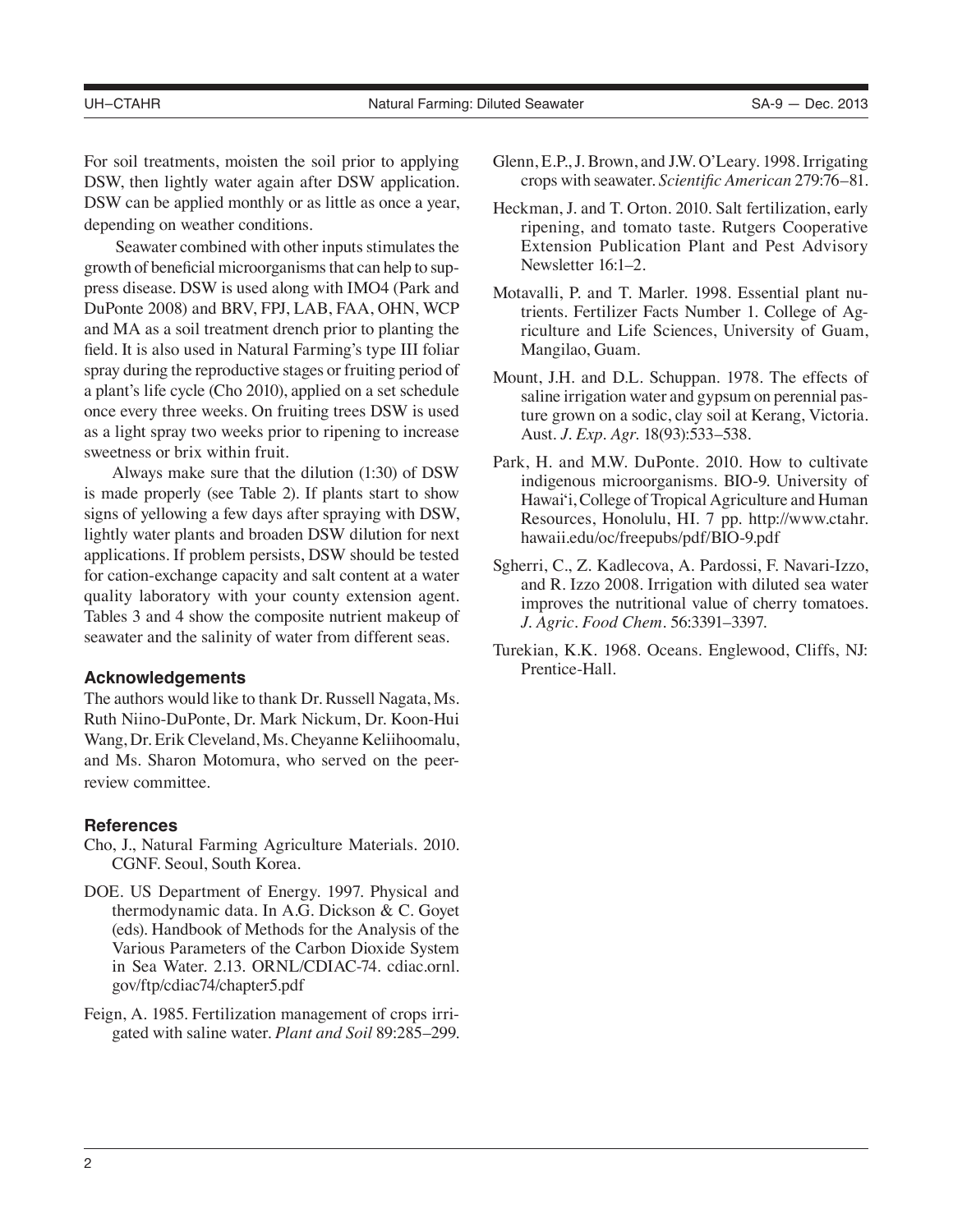For soil treatments, moisten the soil prior to applying DSW, then lightly water again after DSW application. DSW can be applied monthly or as little as once a year, depending on weather conditions.

Seawater combined with other inputs stimulates the growth of beneficial microorganisms that can help to suppress disease. DSW is used along with IMO4 (Park and DuPonte 2008) and BRV, FPJ, LAB, FAA, OHN, WCP and MA as a soil treatment drench prior to planting the field. It is also used in Natural Farming's type III foliar spray during the reproductive stages or fruiting period of a plant's life cycle (Cho 2010), applied on a set schedule once every three weeks. On fruiting trees DSW is used as a light spray two weeks prior to ripening to increase sweetness or brix within fruit.

Always make sure that the dilution (1:30) of DSW is made properly (see Table 2). If plants start to show signs of yellowing a few days after spraying with DSW, lightly water plants and broaden DSW dilution for next applications. If problem persists, DSW should be tested for cation-exchange capacity and salt content at a water quality laboratory with your county extension agent. Tables 3 and 4 show the composite nutrient makeup of seawater and the salinity of water from different seas.

### Acknowledgements

The authors would like to thank Dr. Russell Nagata, Ms. Ruth Niino-DuPonte, Dr. Mark Nickum, Dr. Koon-Hui Wang, Dr. Erik Cleveland, Ms. Cheyanne Keliihoomalu, and Ms. Sharon Motomura, who served on the peer-review committee.

### References

Cho, J., Natural Farming Agriculture Materials. 2010. CGNF. Seoul, South Korea.

DOE. US Department of Energy. 1997. Physical and thermodynamic data. In A.G. Dickson & C. Goyet (eds). Handbook of Methods for the Analysis of the Various Parameters of the Carbon Dioxide System in Sea Water. 2.13. ORNL/CDIAC-74. cdiac.ornl.gov/ftp/cdiac74/chapter5.pdf

Feign, A. 1985. Fertilization management of crops irrigated with saline water. *Plant and Soil* 89:285–299.

Glenn, E.P., J. Brown, and J.W. O'Leary. 1998. Irrigating crops with seawater. *Scientific American* 279:76–81.

Heckman, J. and T. Orton. 2010. Salt fertilization, early ripening, and tomato taste. Rutgers Cooperative Extension Publication Plant and Pest Advisory Newsletter 16:1–2.

Motavalli, P. and T. Marler. 1998. Essential plant nutrients. Fertilizer Facts Number 1. College of Agriculture and Life Sciences, University of Guam, Mangilao, Guam.

Mount, J.H. and D.L. Schuppan. 1978. The effects of saline irrigation water and gypsum on perennial pasture grown on a sodic, clay soil at Kerang, Victoria. Aust. *J. Exp. Agr.* 18(93):533–538.

Park, H. and M.W. DuPonte. 2010. How to cultivate indigenous microorganisms. BIO-9. University of Hawai'i, College of Tropical Agriculture and Human Resources, Honolulu, HI. 7 pp. http://www.ctahr.hawaii.edu/oc/freepubs/pdf/BIO-9.pdf

Sgherri, C., Z. Kadlecova, A. Pardossi, F. Navari-Izzo, and R. Izzo 2008. Irrigation with diluted sea water improves the nutritional value of cherry tomatoes. *J. Agric. Food Chem.* 56:3391–3397.

Turekian, K.K. 1968. Oceans. Englewood, Cliffs, NJ: Prentice-Hall.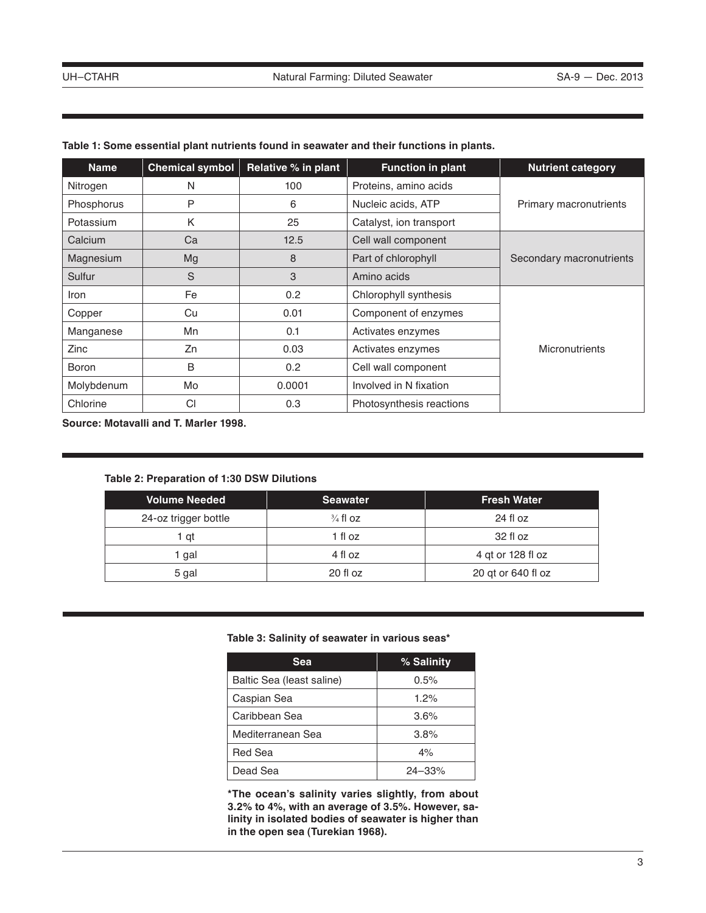**Table 1: Some essential plant nutrients found in seawater and their functions in plants.**

| Name | Chemical symbol | Relative % in plant | Function in plant | Nutrient category |
|---|---|---|---|---|
| Nitrogen | N | 100 | Proteins, amino acids | Primary macronutrients |
| Phosphorus | P | 6 | Nucleic acids, ATP | |
| Potassium | K | 25 | Catalyst, ion transport | |
| Calcium | Ca | 12.5 | Cell wall component | Secondary macronutrients |
| Magnesium | Mg | 8 | Part of chlorophyll | |
| Sulfur | S | 3 | Amino acids | |
| Iron | Fe | 0.2 | Chlorophyll synthesis | Micronutrients |
| Copper | Cu | 0.01 | Component of enzymes | |
| Manganese | Mn | 0.1 | Activates enzymes | |
| Zinc | Zn | 0.03 | Activates enzymes | |
| Boron | B | 0.2 | Cell wall component | |
| Molybdenum | Mo | 0.0001 | Involved in N fixation | |
| Chlorine | Cl | 0.3 | Photosynthesis reactions | |

**Source: Motavalli and T. Marler 1998.**

**Table 2: Preparation of 1:30 DSW Dilutions**

| Volume Needed | Seawater | Fresh Water |
|---|---|---|
| 24-oz trigger bottle | ¾ fl oz | 24 fl oz |
| 1 qt | 1 fl oz | 32 fl oz |
| 1 gal | 4 fl oz | 4 qt or 128 fl oz |
| 5 gal | 20 fl oz | 20 qt or 640 fl oz |

**Table 3: Salinity of seawater in various seas***

| Sea | % Salinity |
|---|---|
| Baltic Sea (least saline) | 0.5% |
| Caspian Sea | 1.2% |
| Caribbean Sea | 3.6% |
| Mediterranean Sea | 3.8% |
| Red Sea | 4% |
| Dead Sea | 24–33% |

**\*The ocean's salinity varies slightly, from about 3.2% to 4%, with an average of 3.5%. However, salinity in isolated bodies of seawater is higher than in the open sea (Turekian 1968).**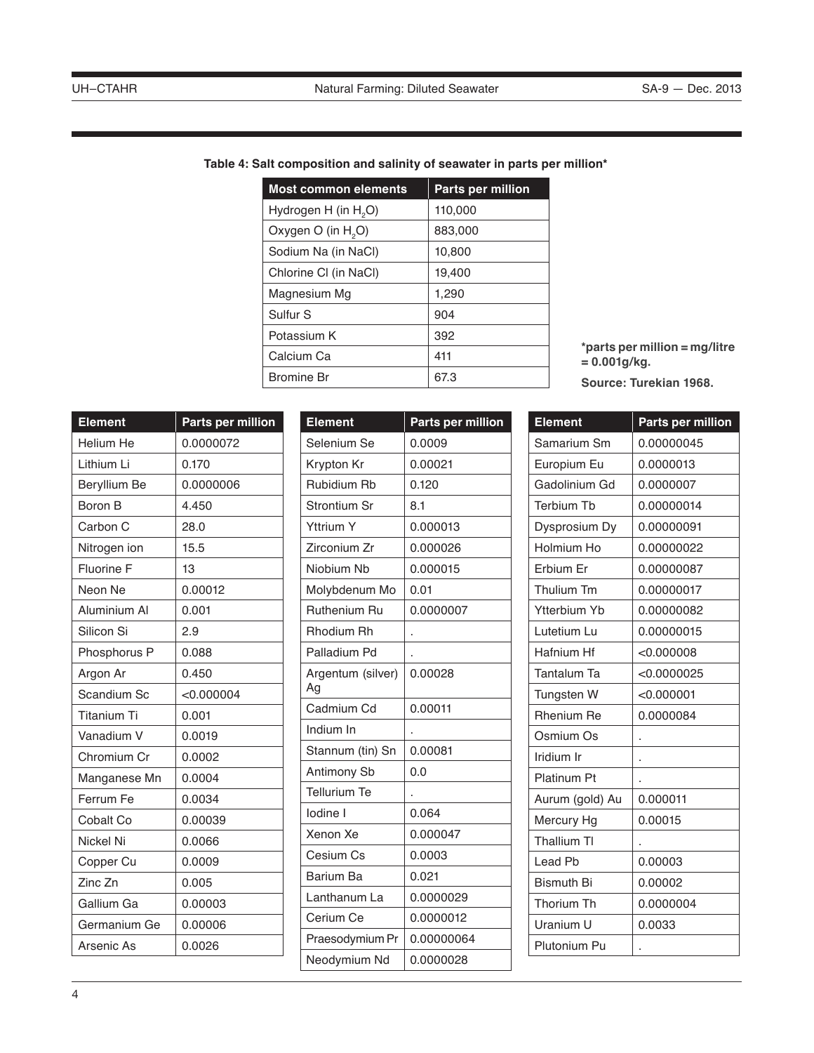**Table 4: Salt composition and salinity of seawater in parts per million***

| Most common elements | Parts per million |
| --- | --- |
| Hydrogen H (in $H_2O$) | 110,000 |
| Oxygen O (in $H_2O$) | 883,000 |
| Sodium Na (in NaCl) | 10,800 |
| Chlorine Cl (in NaCl) | 19,400 |
| Magnesium Mg | 1,290 |
| Sulfur S | 904 |
| Potassium K | 392 |
| Calcium Ca | 411 |
| Bromine Br | 67.3 |

***parts per million = mg/litre = 0.001g/kg.**

**Source: Turekian 1968.**

| Element | Parts per million |
| --- | --- |
| Helium He | 0.0000072 |
| Lithium Li | 0.170 |
| Beryllium Be | 0.0000006 |
| Boron B | 4.450 |
| Carbon C | 28.0 |
| Nitrogen ion | 15.5 |
| Fluorine F | 13 |
| Neon Ne | 0.00012 |
| Aluminium Al | 0.001 |
| Silicon Si | 2.9 |
| Phosphorus P | 0.088 |
| Argon Ar | 0.450 |
| Scandium Sc | <0.000004 |
| Titanium Ti | 0.001 |
| Vanadium V | 0.0019 |
| Chromium Cr | 0.0002 |
| Manganese Mn | 0.0004 |
| Ferrum Fe | 0.0034 |
| Cobalt Co | 0.00039 |
| Nickel Ni | 0.0066 |
| Copper Cu | 0.0009 |
| Zinc Zn | 0.005 |
| Gallium Ga | 0.00003 |
| Germanium Ge | 0.00006 |
| Arsenic As | 0.0026 |

| Element | Parts per million |
| --- | --- |
| Selenium Se | 0.0009 |
| Krypton Kr | 0.00021 |
| Rubidium Rb | 0.120 |
| Strontium Sr | 8.1 |
| Yttrium Y | 0.000013 |
| Zirconium Zr | 0.000026 |
| Niobium Nb | 0.000015 |
| Molybdenum Mo | 0.01 |
| Ruthenium Ru | 0.0000007 |
| Rhodium Rh | . |
| Palladium Pd | . |
| Argentum (silver) Ag | 0.00028 |
| Cadmium Cd | 0.00011 |
| Indium In | . |
| Stannum (tin) Sn | 0.00081 |
| Antimony Sb | 0.0 |
| Tellurium Te | . |
| Iodine I | 0.064 |
| Xenon Xe | 0.000047 |
| Cesium Cs | 0.0003 |
| Barium Ba | 0.021 |
| Lanthanum La | 0.0000029 |
| Cerium Ce | 0.0000012 |
| Praesodymium Pr | 0.00000064 |
| Neodymium Nd | 0.0000028 |

| Element | Parts per million |
| --- | --- |
| Samarium Sm | 0.00000045 |
| Europium Eu | 0.0000013 |
| Gadolinium Gd | 0.0000007 |
| Terbium Tb | 0.00000014 |
| Dysprosium Dy | 0.00000091 |
| Holmium Ho | 0.00000022 |
| Erbium Er | 0.00000087 |
| Thulium Tm | 0.00000017 |
| Ytterbium Yb | 0.00000082 |
| Lutetium Lu | 0.00000015 |
| Hafnium Hf | <0.000008 |
| Tantalum Ta | <0.0000025 |
| Tungsten W | <0.000001 |
| Rhenium Re | 0.0000084 |
| Osmium Os | . |
| Iridium Ir | . |
| Platinum Pt | . |
| Aurum (gold) Au | 0.000011 |
| Mercury Hg | 0.00015 |
| Thallium Tl | . |
| Lead Pb | 0.00003 |
| Bismuth Bi | 0.00002 |
| Thorium Th | 0.0000004 |
| Uranium U | 0.0033 |
| Plutonium Pu | . |